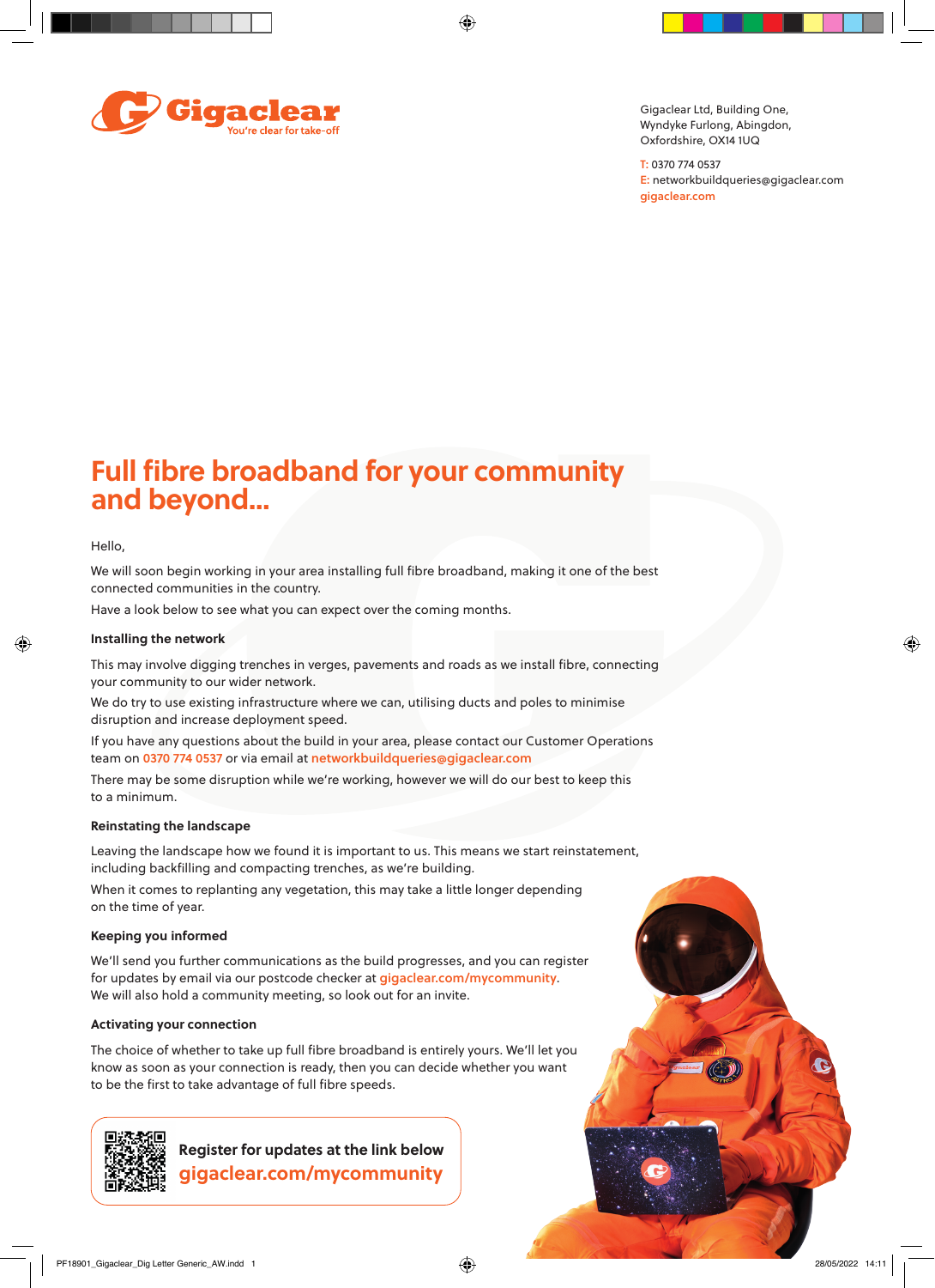Gigaclear
You're clear for take-off

Gigaclear Ltd, Building One,
Wyndyke Furlong, Abingdon,
Oxfordshire, OX14 1UQ

T: 0370 774 0537
E: networkbuildqueries@gigaclear.com
gigaclear.com

# Full fibre broadband for your community and beyond...

Hello,

We will soon begin working in your area installing full fibre broadband, making it one of the best connected communities in the country.

Have a look below to see what you can expect over the coming months.

### Installing the network

This may involve digging trenches in verges, pavements and roads as we install fibre, connecting your community to our wider network.

We do try to use existing infrastructure where we can, utilising ducts and poles to minimise disruption and increase deployment speed.

If you have any questions about the build in your area, please contact our Customer Operations team on 0370 774 0537 or via email at networkbuildqueries@gigaclear.com

There may be some disruption while we're working, however we will do our best to keep this to a minimum.

### Reinstating the landscape

Leaving the landscape how we found it is important to us. This means we start reinstatement, including backfilling and compacting trenches, as we're building.

When it comes to replanting any vegetation, this may take a little longer depending on the time of year.

### Keeping you informed

We'll send you further communications as the build progresses, and you can register for updates by email via our postcode checker at gigaclear.com/mycommunity. We will also hold a community meeting, so look out for an invite.

### Activating your connection

The choice of whether to take up full fibre broadband is entirely yours. We'll let you know as soon as your connection is ready, then you can decide whether you want to be the first to take advantage of full fibre speeds.

**Register for updates at the link below**
**gigaclear.com/mycommunity**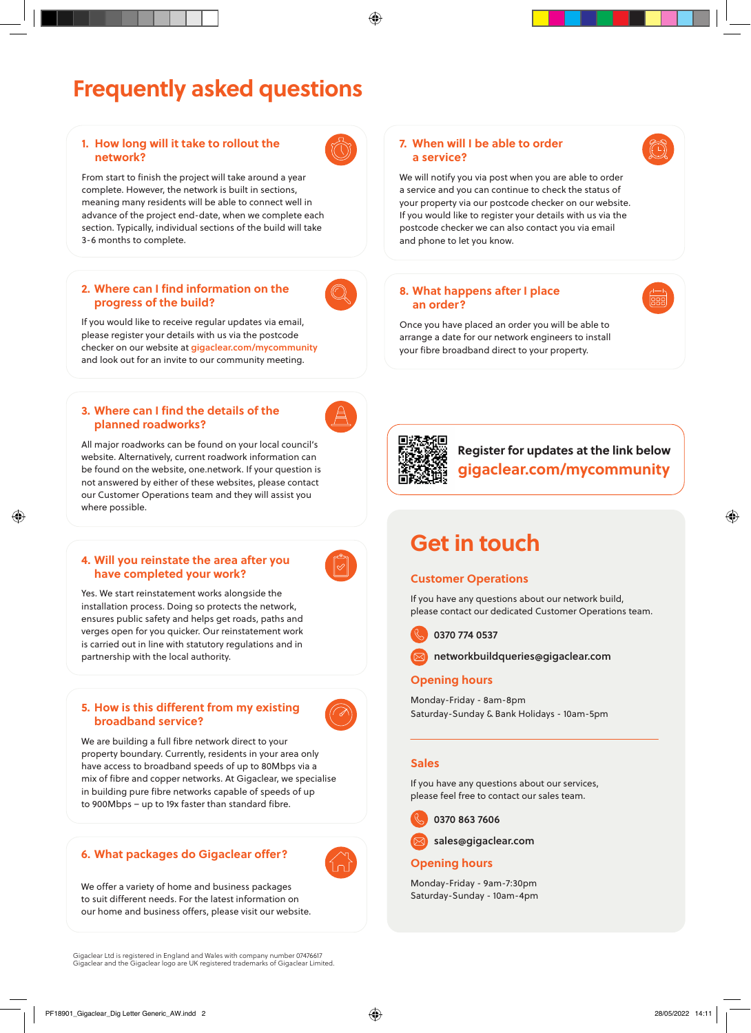# Frequently asked questions

### 1. How long will it take to rollout the network?

From start to finish the project will take around a year complete. However, the network is built in sections, meaning many residents will be able to connect well in advance of the project end-date, when we complete each section. Typically, individual sections of the build will take 3-6 months to complete.

### 2. Where can I find information on the progress of the build?

If you would like to receive regular updates via email, please register your details with us via the postcode checker on our website at gigaclear.com/mycommunity and look out for an invite to our community meeting.

### 3. Where can I find the details of the planned roadworks?

All major roadworks can be found on your local council's website. Alternatively, current roadwork information can be found on the website, one.network. If your question is not answered by either of these websites, please contact our Customer Operations team and they will assist you where possible.

### 4. Will you reinstate the area after you have completed your work?

Yes. We start reinstatement works alongside the installation process. Doing so protects the network, ensures public safety and helps get roads, paths and verges open for you quicker. Our reinstatement work is carried out in line with statutory regulations and in partnership with the local authority.

### 5. How is this different from my existing broadband service?

We are building a full fibre network direct to your property boundary. Currently, residents in your area only have access to broadband speeds of up to 80Mbps via a mix of fibre and copper networks. At Gigaclear, we specialise in building pure fibre networks capable of up to 900Mbps – up to 19x faster than standard fibre.

### 6. What packages do Gigaclear offer?

We offer a variety of home and business packages to suit different needs. For the latest information on our home and business offers, please visit our website.

### 7. When will I be able to order a service?

We will notify you via post when you are able to order a service and you can continue to check the status of your property via our postcode checker on our website. If you would like to register your details with us via the postcode checker we can also contact you via email and phone to let you know.

### 8. What happens after I place an order?

Once you have placed an order you will be able to arrange a date for our network engineers to install your fibre broadband direct to your property.

**Register for updates at the link below**
**gigaclear.com/mycommunity**

## Get in touch

### Customer Operations

If you have any questions about our network build, please contact our dedicated Customer Operations team.

0370 774 0537

networkbuildqueries@gigaclear.com

### Opening hours

Monday-Friday - 8am-8pm
Saturday-Sunday & Bank Holidays - 10am-5pm

### Sales

If you have any questions about our services, please feel free to contact our sales team.

0370 863 7606

sales@gigaclear.com

### Opening hours

Monday-Friday - 9am-7:30pm
Saturday-Sunday - 10am-4pm

Gigaclear Ltd is registered in England and Wales with company number 07476617
Gigaclear and the Gigaclear logo are UK registered trademarks of Gigaclear Limited.